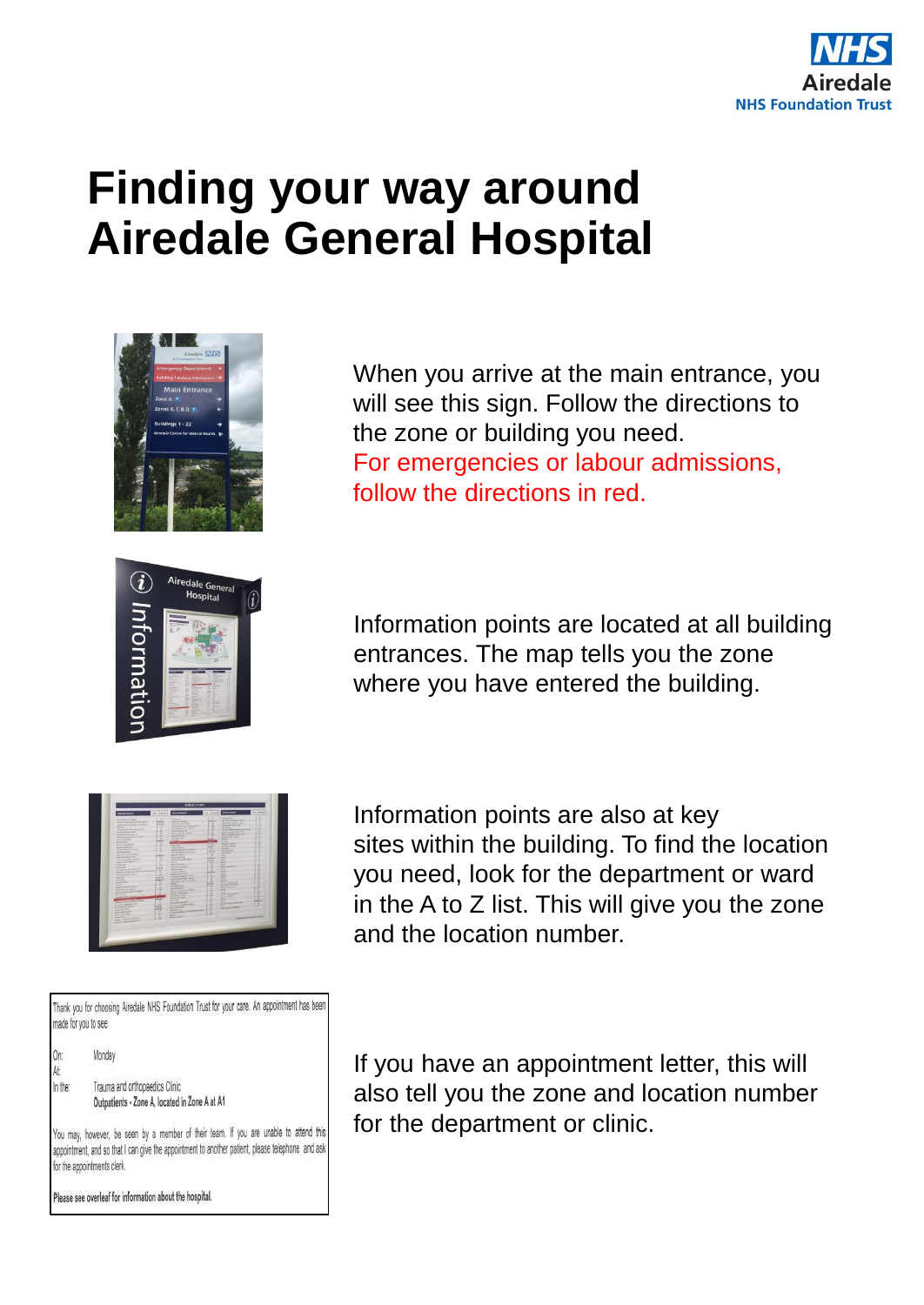# Finding your way around Airedale General Hospital

When you arrive at the main entrance, you will see this sign. Follow the directions to the zone or building you need.
For emergencies or labour admissions, follow the directions in red.

Information points are located at all building entrances. The map tells you the zone where you have entered the building.

Information points are also at key sites within the building. To find the location you need, look for the department or ward in the A to Z list. This will give you the zone and the location number.

Thank you for choosing Airedale NHS Foundation Trust for your care. An appointment has been made for you to see

On: Monday
At:
In the: Trauma and orthopaedics Clinic
Outpatients - Zone A, located in Zone A at A1

You may, however, be seen by a member of their team. If you are unable to attend this appointment, and so that I can give the appointment to another patient, please telephone and ask for the appointments clerk.

Please see overleaf for information about the hospital.

If you have an appointment letter, this will also tell you the zone and location number for the department or clinic.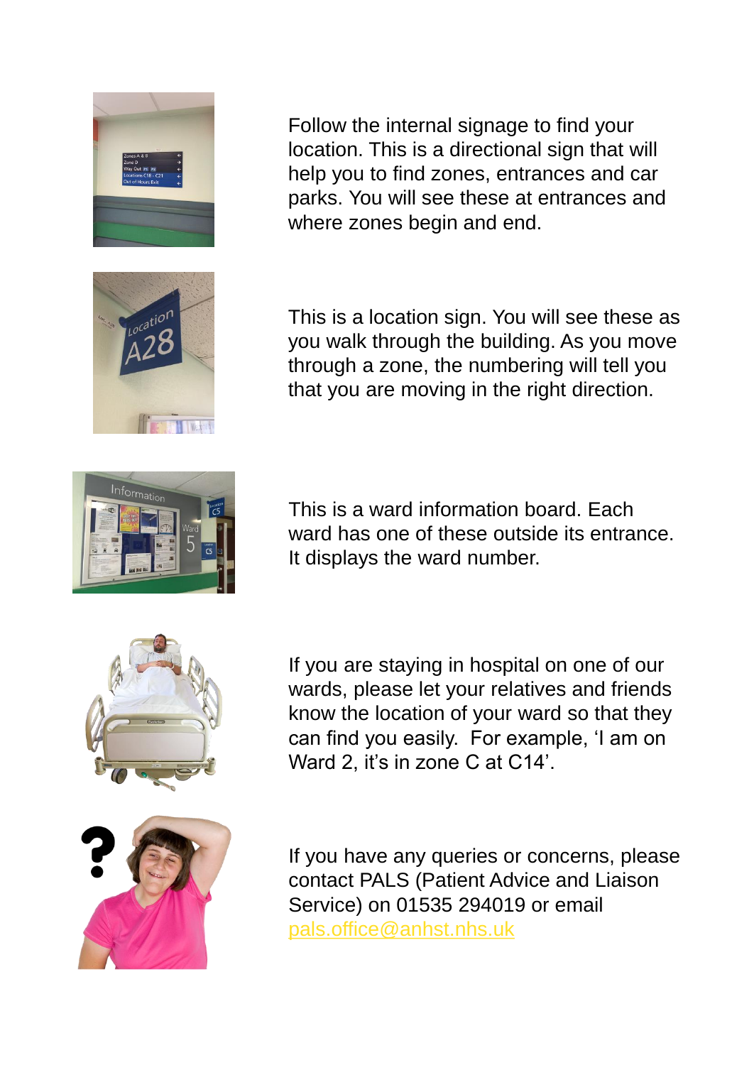Follow the internal signage to find your location. This is a directional sign that will help you to find zones, entrances and car parks. You will see these at entrances and where zones begin and end.

This is a location sign. You will see these as you walk through the building. As you move through a zone, the numbering will tell you that you are moving in the right direction.

This is a ward information board. Each ward has one of these outside its entrance. It displays the ward number.

If you are staying in hospital on one of our wards, please let your relatives and friends know the location of your ward so that they can find you easily. For example, 'I am on Ward 2, it's in zone C at C14'.

If you have any queries or concerns, please contact PALS (Patient Advice and Liaison Service) on 01535 294019 or email pals.office@anhst.nhs.uk